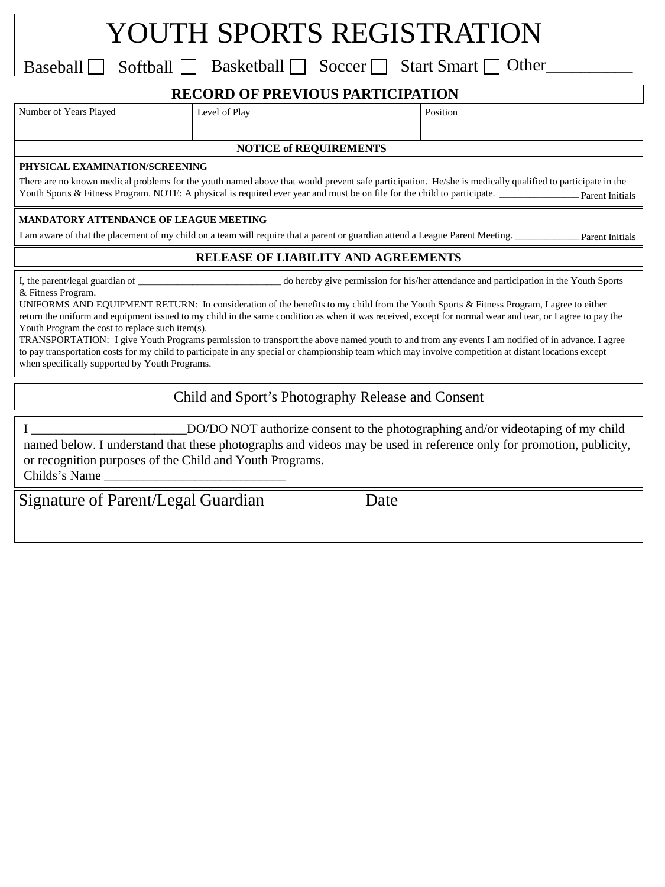# YOUTH SPORTS REGISTRATION

Baseball ☐ Softball ☐ Basketball ☐ Soccer ☐ Start Smart ☐ Other__________

## RECORD OF PREVIOUS PARTICIPATION

| Number of Years Played | Level of Play | Position |
|---|---|---|
| | | |

## NOTICE of REQUIREMENTS

**PHYSICAL EXAMINATION/SCREENING**

There are no known medical problems for the youth named above that would prevent safe participation. He/she is medically qualified to participate in the Youth Sports & Fitness Program. NOTE: A physical is required ever year and must be on file for the child to participate. ________________ Parent Initials

**MANDATORY ATTENDANCE OF LEAGUE MEETING**

I am aware of that the placement of my child on a team will require that a parent or guardian attend a League Parent Meeting. _____________ Parent Initials

## RELEASE OF LIABILITY AND AGREEMENTS

I, the parent/legal guardian of _____________________________ do hereby give permission for his/her attendance and participation in the Youth Sports & Fitness Program.

UNIFORMS AND EQUIPMENT RETURN: In consideration of the benefits to my child from the Youth Sports & Fitness Program, I agree to either return the uniform and equipment issued to my child in the same condition as when it was received, except for normal wear and tear, or I agree to pay the Youth Program the cost to replace such item(s).

TRANSPORTATION: I give Youth Programs permission to transport the above named youth to and from any events I am notified of in advance. I agree to pay transportation costs for my child to participate in any special or championship team which may involve competition at distant locations except when specifically supported by Youth Programs.

## Child and Sport's Photography Release and Consent

I _______________________DO/DO NOT authorize consent to the photographing and/or videotaping of my child named below. I understand that these photographs and videos may be used in reference only for promotion, publicity, or recognition purposes of the Child and Youth Programs.

Childs's Name ___________________________

| Signature of Parent/Legal Guardian | Date |
|---|---|
| | |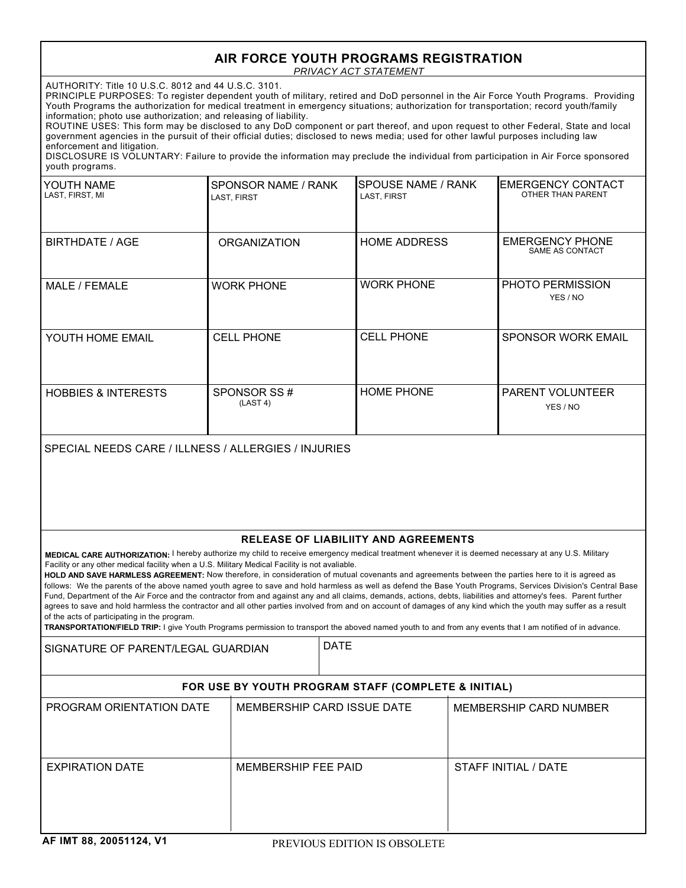# AIR FORCE YOUTH PROGRAMS REGISTRATION

*PRIVACY ACT STATEMENT*

AUTHORITY: Title 10 U.S.C. 8012 and 44 U.S.C. 3101.
PRINCIPLE PURPOSES: To register dependent youth of military, retired and DoD personnel in the Air Force Youth Programs. Providing Youth Programs the authorization for medical treatment in emergency situations; authorization for transportation; record youth/family information; photo use authorization; and releasing of liability.
ROUTINE USES: This form may be disclosed to any DoD component or part thereof, and upon request to other Federal, State and local government agencies in the pursuit of their official duties; disclosed to news media; used for other lawful purposes including law enforcement and litigation.
DISCLOSURE IS VOLUNTARY: Failure to provide the information may preclude the individual from participation in Air Force sponsored youth programs.

| YOUTH NAME (LAST, FIRST, MI) | SPONSOR NAME / RANK (LAST, FIRST) | SPOUSE NAME / RANK (LAST, FIRST) | EMERGENCY CONTACT (OTHER THAN PARENT) |
|---|---|---|---|
| BIRTHDATE / AGE | ORGANIZATION | HOME ADDRESS | EMERGENCY PHONE (SAME AS CONTACT) |
| MALE / FEMALE | WORK PHONE | WORK PHONE | PHOTO PERMISSION (YES / NO) |
| YOUTH HOME EMAIL | CELL PHONE | CELL PHONE | SPONSOR WORK EMAIL |
| HOBBIES & INTERESTS | SPONSOR SS # (LAST 4) | HOME PHONE | PARENT VOLUNTEER (YES / NO) |

SPECIAL NEEDS CARE / ILLNESS / ALLERGIES / INJURIES

## RELEASE OF LIABILIITY AND AGREEMENTS

**MEDICAL CARE AUTHORIZATION:** I hereby authorize my child to receive emergency medical treatment whenever it is deemed necessary at any U.S. Military Facility or any other medical facility when a U.S. Military Medical Facility is not avaliable.

**HOLD AND SAVE HARMLESS AGREEMENT:** Now therefore, in consideration of mutual covenants and agreements between the parties here to it is agreed as follows: We the parents of the above named youth agree to save and hold harmless as well as defend the Base Youth Programs, Services Division's Central Base Fund, Department of the Air Force and the contractor from and against any and all claims, demands, actions, debts, liabilities and attorney's fees. Parent further agrees to save and hold harmless the contractor and all other parties involved from and on account of damages of any kind which the youth may suffer as a result of the acts of participating in the program.

**TRANSPORTATION/FIELD TRIP:** I give Youth Programs permission to transport the aboved named youth to and from any events that I am notified of in advance.

| SIGNATURE OF PARENT/LEGAL GUARDIAN | DATE |
|---|---|

### FOR USE BY YOUTH PROGRAM STAFF (COMPLETE & INITIAL)

| PROGRAM ORIENTATION DATE | MEMBERSHIP CARD ISSUE DATE | MEMBERSHIP CARD NUMBER |
|---|---|---|
| EXPIRATION DATE | MEMBERSHIP FEE PAID | STAFF INITIAL / DATE |

AF IMT 88, 20051124, V1 PREVIOUS EDITION IS OBSOLETE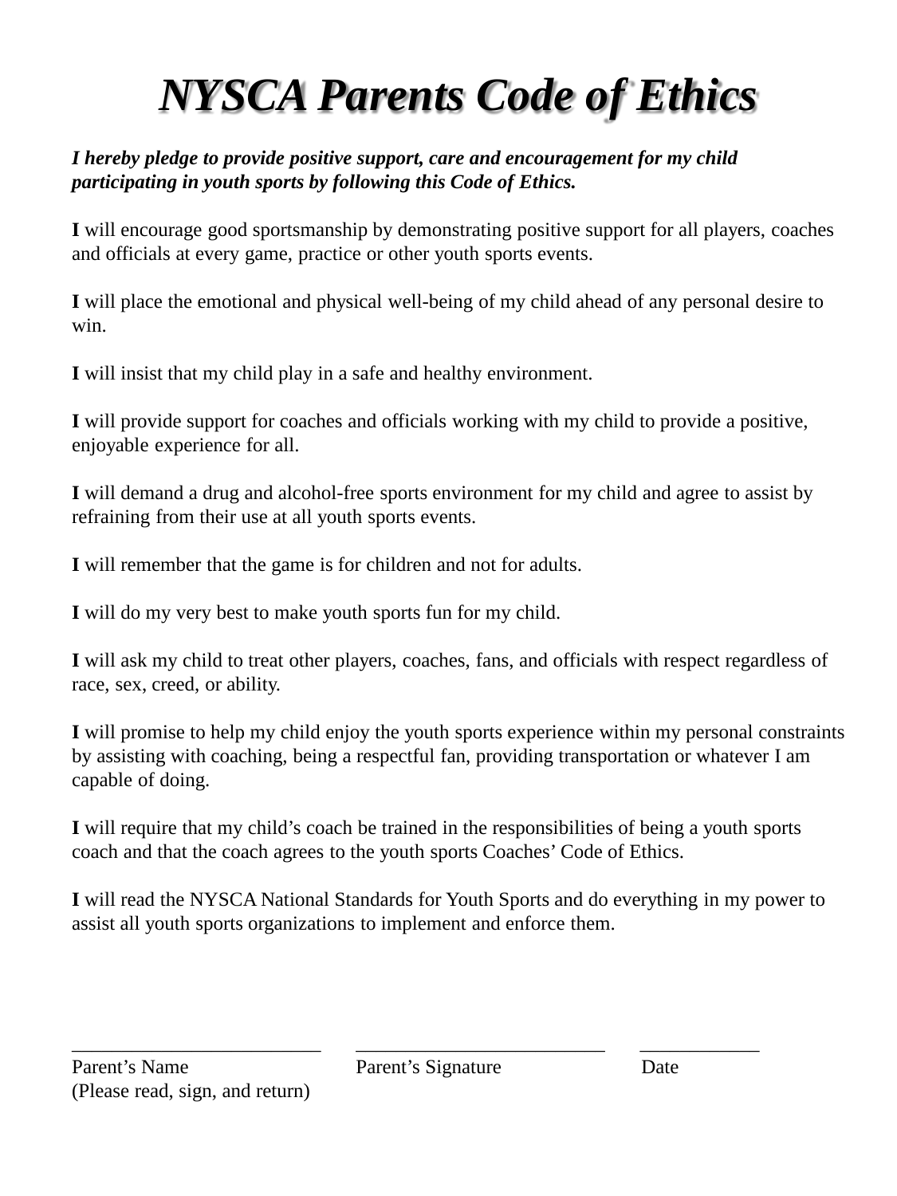# NYSCA Parents Code of Ethics

***I hereby pledge to provide positive support, care and encouragement for my child participating in youth sports by following this Code of Ethics.***

**I** will encourage good sportsmanship by demonstrating positive support for all players, coaches and officials at every game, practice or other youth sports events.

**I** will place the emotional and physical well-being of my child ahead of any personal desire to win.

**I** will insist that my child play in a safe and healthy environment.

**I** will provide support for coaches and officials working with my child to provide a positive, enjoyable experience for all.

**I** will demand a drug and alcohol-free sports environment for my child and agree to assist by refraining from their use at all youth sports events.

**I** will remember that the game is for children and not for adults.

**I** will do my very best to make youth sports fun for my child.

**I** will ask my child to treat other players, coaches, fans, and officials with respect regardless of race, sex, creed, or ability.

**I** will promise to help my child enjoy the youth sports experience within my personal constraints by assisting with coaching, being a respectful fan, providing transportation or whatever I am capable of doing.

**I** will require that my child's coach be trained in the responsibilities of being a youth sports coach and that the coach agrees to the youth sports Coaches' Code of Ethics.

**I** will read the NYSCA National Standards for Youth Sports and do everything in my power to assist all youth sports organizations to implement and enforce them.

| ___________________________ | ___________________________ | _____________ |
|---|---|---|
| Parent's Name<br>(Please read, sign, and return) | Parent's Signature | Date |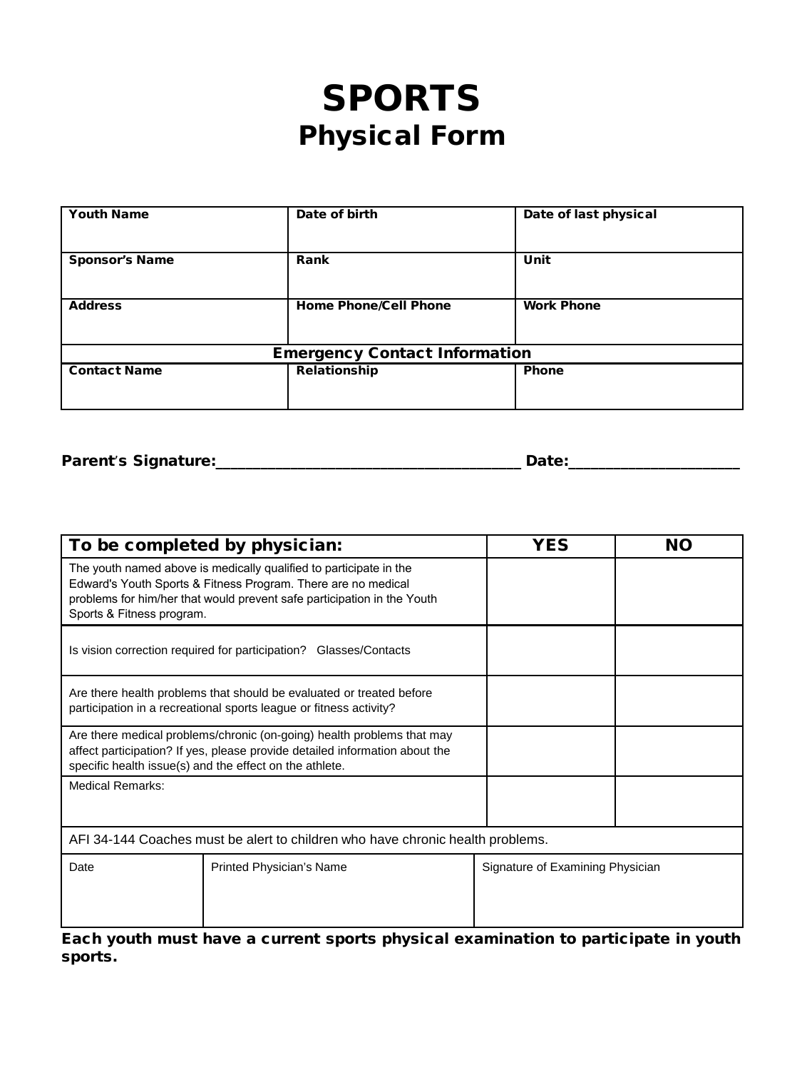# SPORTS
## Physical Form

| | | |
|---|---|---|
| **Youth Name** | **Date of birth** | **Date of last physical** |
| **Sponsor's Name** | **Rank** | **Unit** |
| **Address** | **Home Phone/Cell Phone** | **Work Phone** |
| **Emergency Contact Information** | | |
| **Contact Name** | **Relationship** | **Phone** |

**Parent's Signature:_________________________________ Date:__________________**

| **To be completed by physician:** | **YES** | **NO** |
|---|---|---|
| The youth named above is medically qualified to participate in the Edward's Youth Sports & Fitness Program. There are no medical problems for him/her that would prevent safe participation in the Youth Sports & Fitness program. | | |
| Is vision correction required for participation? Glasses/Contacts | | |
| Are there health problems that should be evaluated or treated before participation in a recreational sports league or fitness activity? | | |
| Are there medical problems/chronic (on-going) health problems that may affect participation? If yes, please provide detailed information about the specific health issue(s) and the effect on the athlete. | | |
| Medical Remarks: | | |
| AFI 34-144 Coaches must be alert to children who have chronic health problems. | | |

| Date | Printed Physician's Name | Signature of Examining Physician |
|---|---|---|
| | | |

**Each youth must have a current sports physical examination to participate in youth sports.**